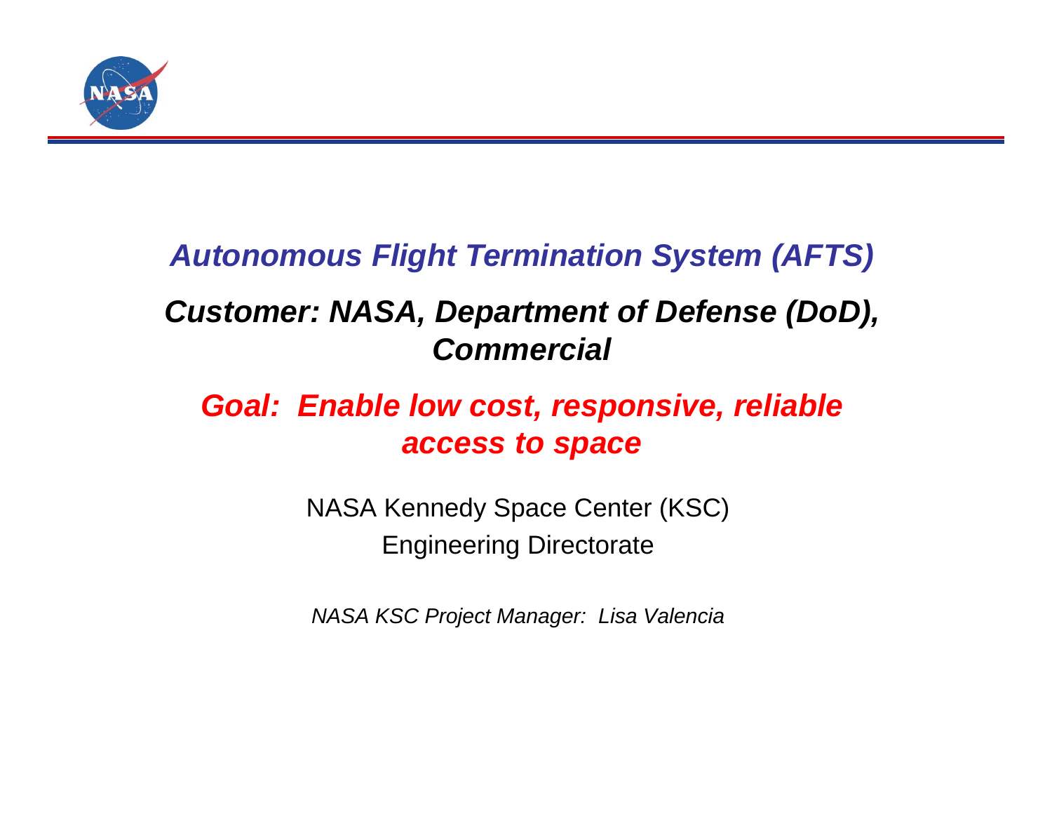# *Autonomous Flight Termination System (AFTS)*

## *Customer: NASA, Department of Defense (DoD), Commercial*

## *Goal: Enable low cost, responsive, reliable access to space*

NASA Kennedy Space Center (KSC)

Engineering Directorate

*NASA KSC Project Manager: Lisa Valencia*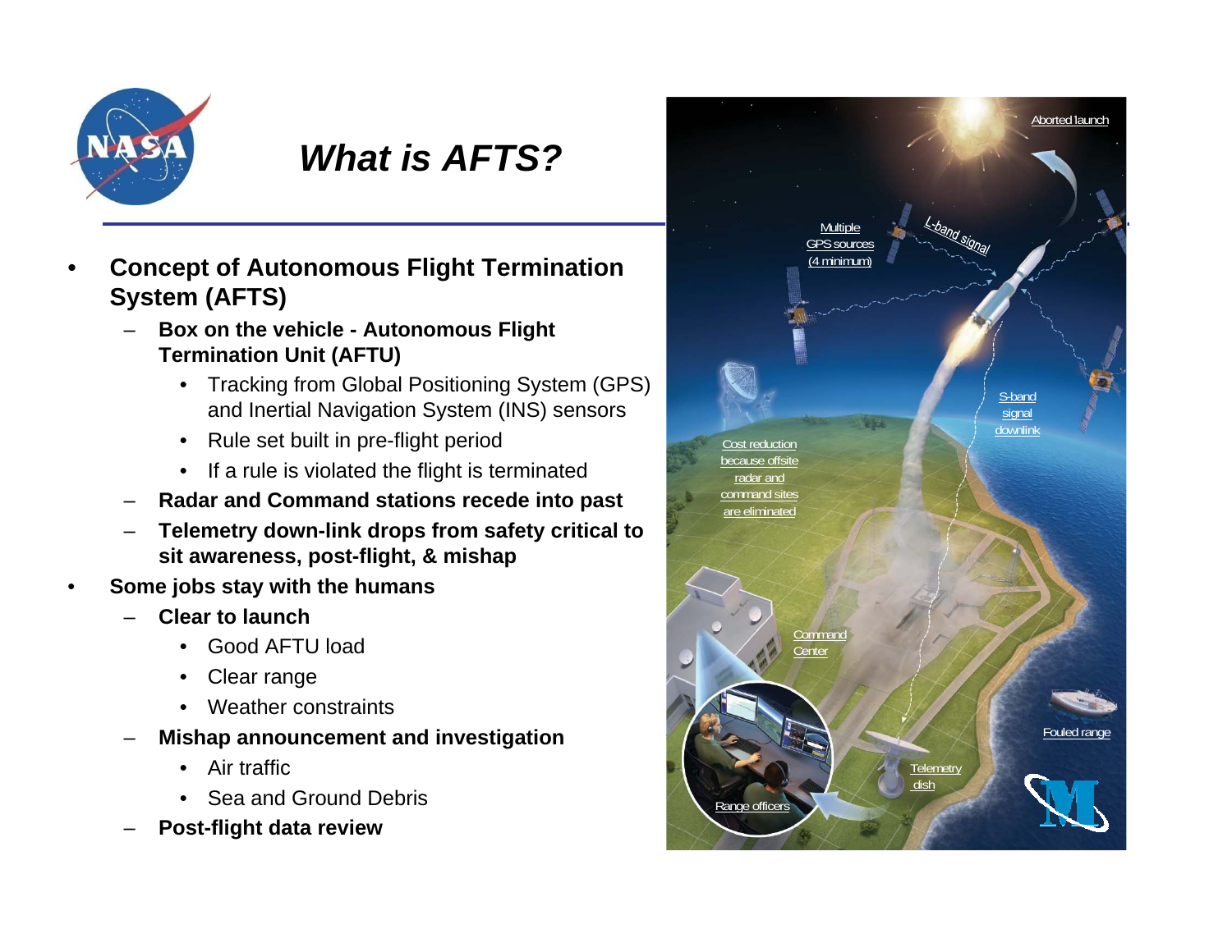# *What is AFTS?*

- **Concept of Autonomous Flight Termination System (AFTS)**
  - **Box on the vehicle - Autonomous Flight Termination Unit (AFTU)**
    - Tracking from Global Positioning System (GPS) and Inertial Navigation System (INS) sensors
    - Rule set built in pre-flight period
    - If a rule is violated the flight is terminated
  - **Radar and Command stations recede into past**
  - **Telemetry down-link drops from safety critical to sit awareness, post-flight, & mishap**
- **Some jobs stay with the humans**
  - **Clear to launch**
    - Good AFTU load
    - Clear range
    - Weather constraints
  - **Mishap announcement and investigation**
    - Air traffic
    - Sea and Ground Debris
  - **Post-flight data review**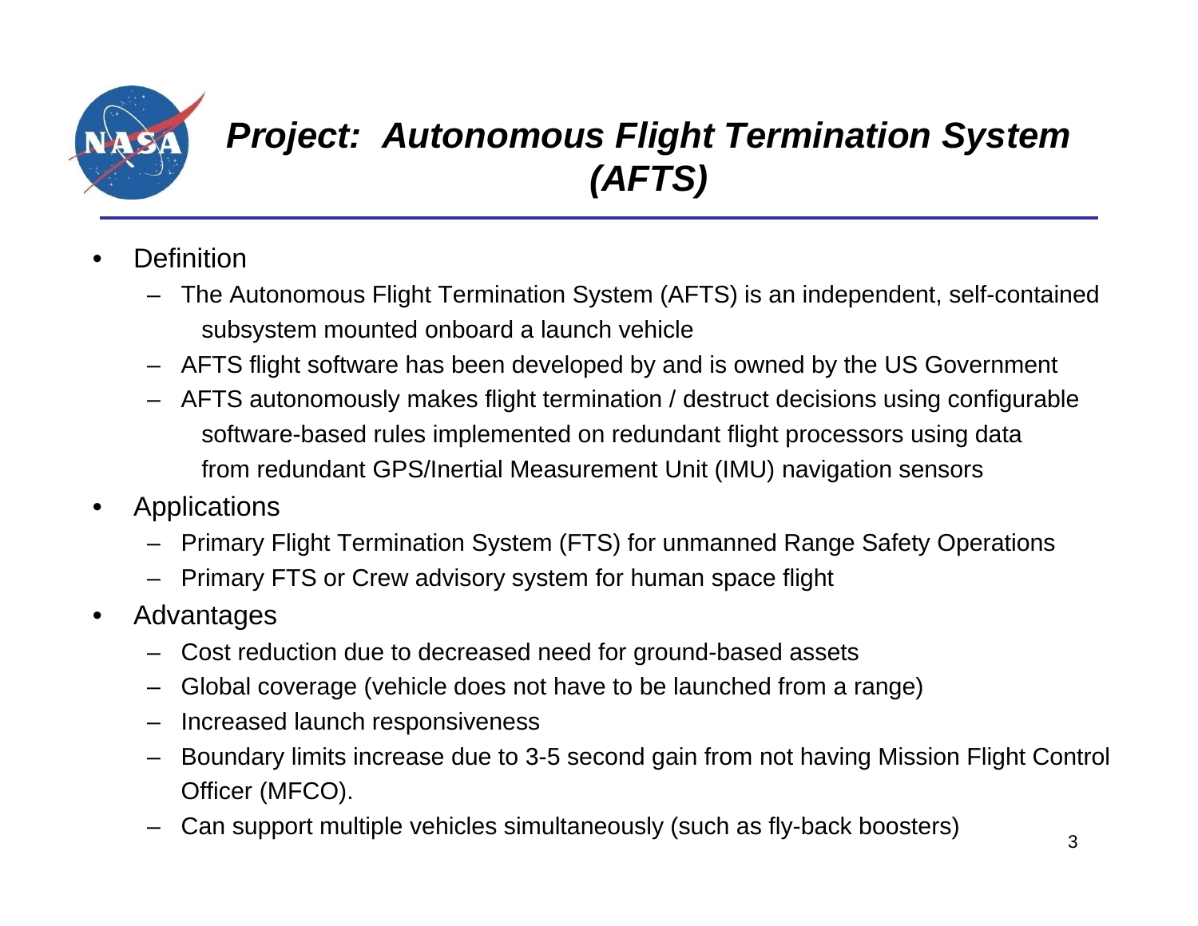# *Project: Autonomous Flight Termination System (AFTS)*

- Definition
  - The Autonomous Flight Termination System (AFTS) is an independent, self-contained subsystem mounted onboard a launch vehicle
  - AFTS flight software has been developed by and is owned by the US Government
  - AFTS autonomously makes flight termination / destruct decisions using configurable software-based rules implemented on redundant flight processors using data from redundant GPS/Inertial Measurement Unit (IMU) navigation sensors
- Applications
  - Primary Flight Termination System (FTS) for unmanned Range Safety Operations
  - Primary FTS or Crew advisory system for human space flight
- Advantages
  - Cost reduction due to decreased need for ground-based assets
  - Global coverage (vehicle does not have to be launched from a range)
  - Increased launch responsiveness
  - Boundary limits increase due to 3-5 second gain from not having Mission Flight Control Officer (MFCO).
  - Can support multiple vehicles simultaneously (such as fly-back boosters)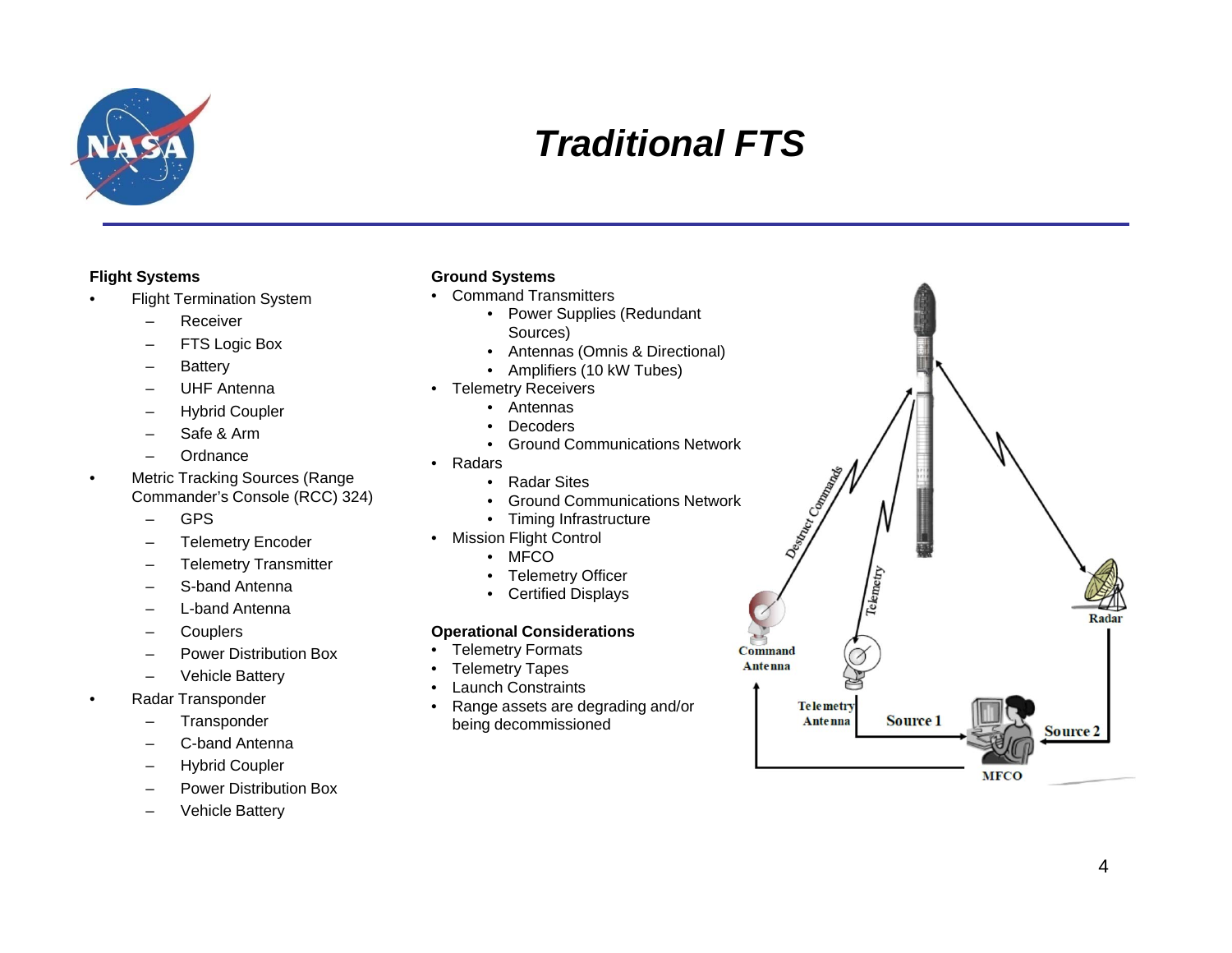# Traditional FTS

**Flight Systems**

- Flight Termination System
  - Receiver
  - FTS Logic Box
  - Battery
  - UHF Antenna
  - Hybrid Coupler
  - Safe & Arm
  - Ordnance
- Metric Tracking Sources (Range Commander's Console (RCC) 324)
  - GPS
  - Telemetry Encoder
  - Telemetry Transmitter
  - S-band Antenna
  - L-band Antenna
  - Couplers
  - Power Distribution Box
  - Vehicle Battery
- Radar Transponder
  - Transponder
  - C-band Antenna
  - Hybrid Coupler
  - Power Distribution Box
  - Vehicle Battery

**Ground Systems**

- Command Transmitters
  - Power Supplies (Redundant Sources)
  - Antennas (Omnis & Directional)
  - Amplifiers (10 kW Tubes)
- Telemetry Receivers
  - Antennas
  - Decoders
  - Ground Communications Network
- Radars
  - Radar Sites
  - Ground Communications Network
  - Timing Infrastructure
- Mission Flight Control
  - MFCO
  - Telemetry Officer
  - Certified Displays

**Operational Considerations**

- Telemetry Formats
- Telemetry Tapes
- Launch Constraints
- Range assets are degrading and/or being decommissioned

Destruct Commands | Telemetry | Command Antenna | Telemetry Antenna | Radar | Source 1 | Source 2 | MFCO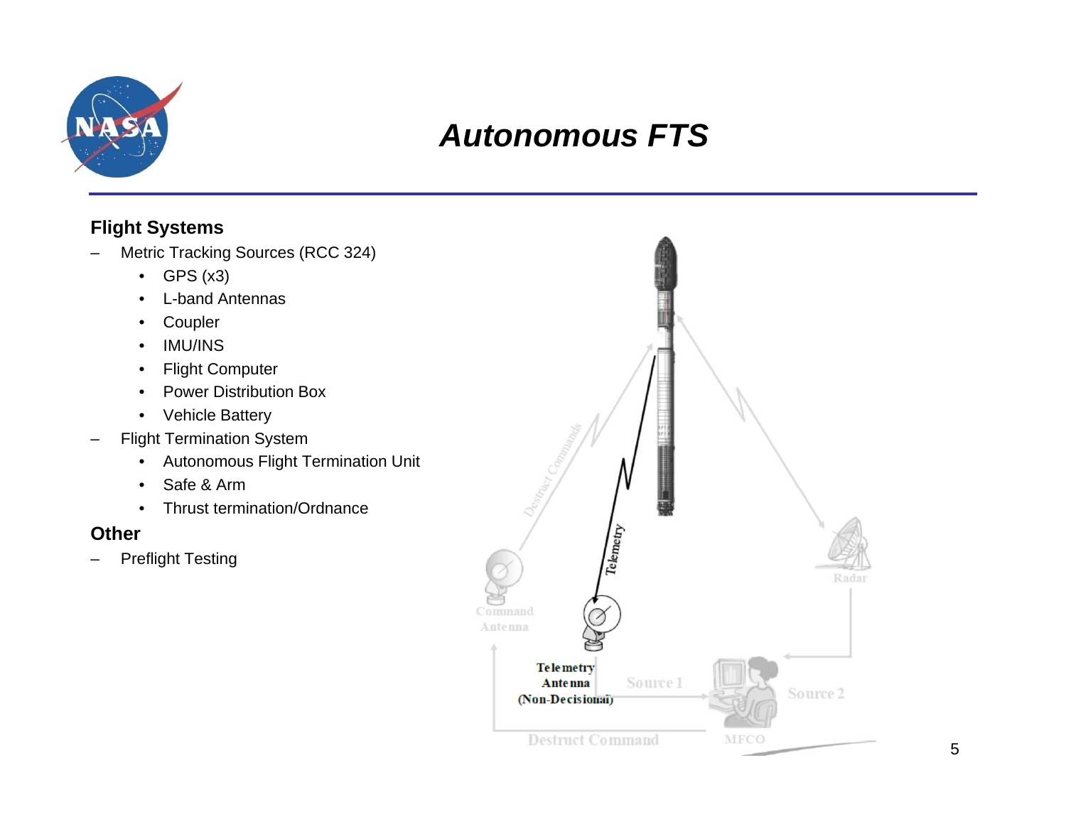# Autonomous FTS

**Flight Systems**

- Metric Tracking Sources (RCC 324)
  - GPS (x3)
  - L-band Antennas
  - Coupler
  - IMU/INS
  - Flight Computer
  - Power Distribution Box
  - Vehicle Battery
- Flight Termination System
  - Autonomous Flight Termination Unit
  - Safe & Arm
  - Thrust termination/Ordnance

**Other**

- Preflight Testing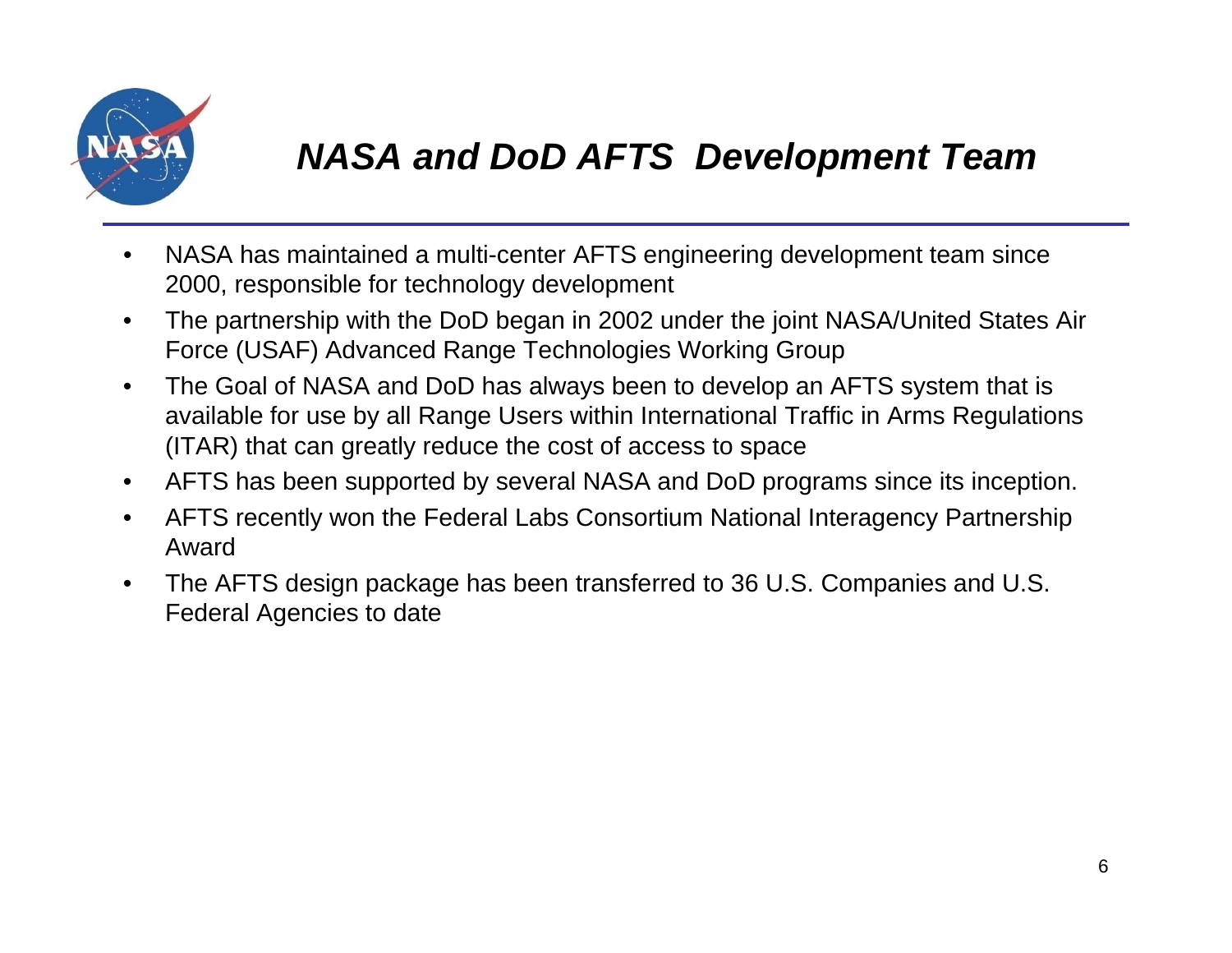# *NASA and DoD AFTS Development Team*

- NASA has maintained a multi-center AFTS engineering development team since 2000, responsible for technology development
- The partnership with the DoD began in 2002 under the joint NASA/United States Air Force (USAF) Advanced Range Technologies Working Group
- The Goal of NASA and DoD has always been to develop an AFTS system that is available for use by all Range Users within International Traffic in Arms Regulations (ITAR) that can greatly reduce the cost of access to space
- AFTS has been supported by several NASA and DoD programs since its inception.
- AFTS recently won the Federal Labs Consortium National Interagency Partnership Award
- The AFTS design package has been transferred to 36 U.S. Companies and U.S. Federal Agencies to date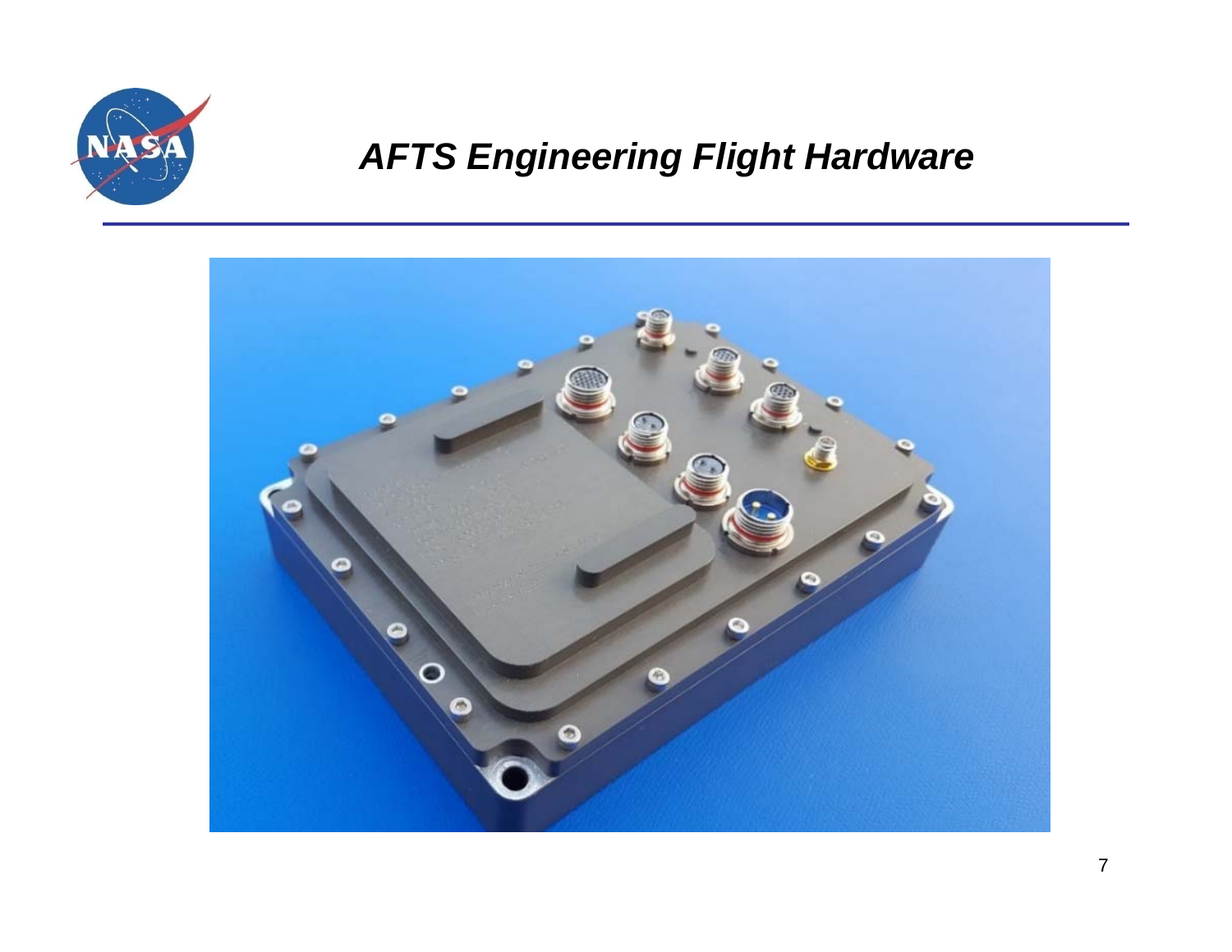# AFTS Engineering Flight Hardware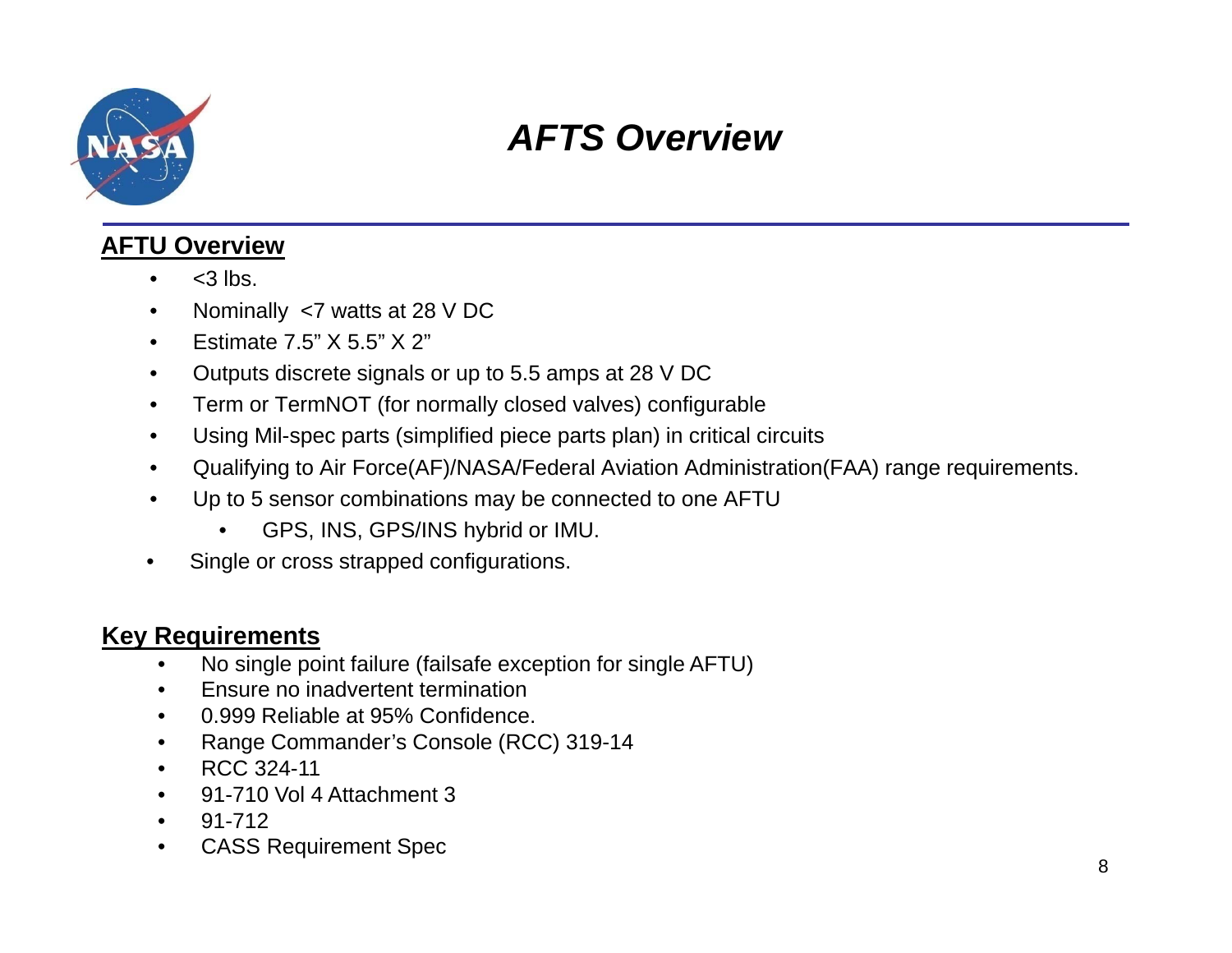# AFTS Overview

## AFTU Overview

- <3 lbs.
- Nominally <7 watts at 28 V DC
- Estimate 7.5" X 5.5" X 2"
- Outputs discrete signals or up to 5.5 amps at 28 V DC
- Term or TermNOT (for normally closed valves) configurable
- Using Mil-spec parts (simplified piece parts plan) in critical circuits
- Qualifying to Air Force(AF)/NASA/Federal Aviation Administration(FAA) range requirements.
- Up to 5 sensor combinations may be connected to one AFTU
  - GPS, INS, GPS/INS hybrid or IMU.
- Single or cross strapped configurations.

## Key Requirements

- No single point failure (failsafe exception for single AFTU)
- Ensure no inadvertent termination
- 0.999 Reliable at 95% Confidence.
- Range Commander's Console (RCC) 319-14
- RCC 324-11
- 91-710 Vol 4 Attachment 3
- 91-712
- CASS Requirement Spec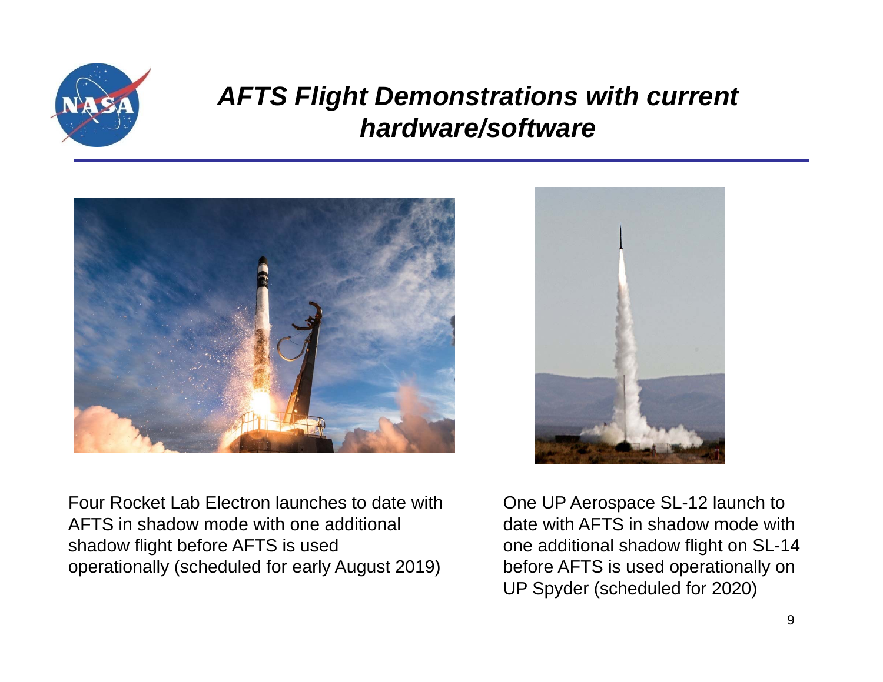# *AFTS Flight Demonstrations with current hardware/software*

Four Rocket Lab Electron launches to date with AFTS in shadow mode with one additional shadow flight before AFTS is used operationally (scheduled for early August 2019)

One UP Aerospace SL-12 launch to date with AFTS in shadow mode with one additional shadow flight on SL-14 before AFTS is used operationally on UP Spyder (scheduled for 2020)